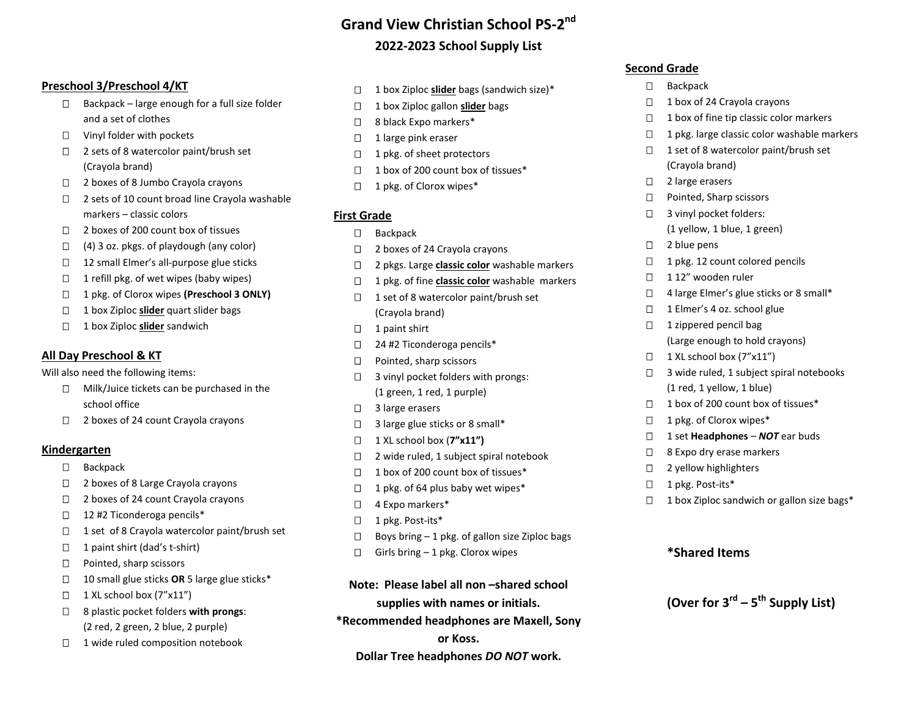# Grand View Christian School PS-2nd

## 2022-2023 School Supply List

### Preschool 3/Preschool 4/KT

- ☐ Backpack – large enough for a full size folder and a set of clothes
- ☐ Vinyl folder with pockets
- ☐ 2 sets of 8 watercolor paint/brush set (Crayola brand)
- ☐ 2 boxes of 8 Jumbo Crayola crayons
- ☐ 2 sets of 10 count broad line Crayola washable markers – classic colors
- ☐ 2 boxes of 200 count box of tissues
- ☐ (4) 3 oz. pkgs. of playdough (any color)
- ☐ 12 small Elmer's all-purpose glue sticks
- ☐ 1 refill pkg. of wet wipes (baby wipes)
- ☐ 1 pkg. of Clorox wipes **(Preschool 3 ONLY)**
- ☐ 1 box Ziploc **slider** quart slider bags
- ☐ 1 box Ziploc **slider** sandwich

### All Day Preschool & KT

Will also need the following items:

- ☐ Milk/Juice tickets can be purchased in the school office
- ☐ 2 boxes of 24 count Crayola crayons

### Kindergarten

- ☐ Backpack
- ☐ 2 boxes of 8 Large Crayola crayons
- ☐ 2 boxes of 24 count Crayola crayons
- ☐ 12 #2 Ticonderoga pencils*
- ☐ 1 set of 8 Crayola watercolor paint/brush set
- ☐ 1 paint shirt (dad's t-shirt)
- ☐ Pointed, sharp scissors
- ☐ 10 small glue sticks **OR** 5 large glue sticks*
- ☐ 1 XL school box (7"x11")
- ☐ 8 plastic pocket folders **with prongs**: (2 red, 2 green, 2 blue, 2 purple)
- ☐ 1 wide ruled composition notebook
- ☐ 1 box Ziploc **slider** bags (sandwich size)*
- ☐ 1 box Ziploc gallon **slider** bags
- ☐ 8 black Expo markers*
- ☐ 1 large pink eraser
- ☐ 1 pkg. of sheet protectors
- ☐ 1 box of 200 count box of tissues*
- ☐ 1 pkg. of Clorox wipes*

### First Grade

- ☐ Backpack
- ☐ 2 boxes of 24 Crayola crayons
- ☐ 2 pkgs. Large **classic color** washable markers
- ☐ 1 pkg. of fine **classic color** washable markers
- ☐ 1 set of 8 watercolor paint/brush set (Crayola brand)
- ☐ 1 paint shirt
- ☐ 24 #2 Ticonderoga pencils*
- ☐ Pointed, sharp scissors
- ☐ 3 vinyl pocket folders with prongs: (1 green, 1 red, 1 purple)
- ☐ 3 large erasers
- ☐ 3 large glue sticks or 8 small*
- ☐ 1 XL school box (**7"x11")**
- ☐ 2 wide ruled, 1 subject spiral notebook
- ☐ 1 box of 200 count box of tissues*
- ☐ 1 pkg. of 64 plus baby wet wipes*
- ☐ 4 Expo markers*
- ☐ 1 pkg. Post-its*
- ☐ Boys bring – 1 pkg. of gallon size Ziploc bags
- ☐ Girls bring – 1 pkg. Clorox wipes

**Note: Please label all non –shared school supplies with names or initials.**
**\*Recommended headphones are Maxell, Sony or Koss.**
**Dollar Tree headphones *DO NOT* work.**

### Second Grade

- ☐ Backpack
- ☐ 1 box of 24 Crayola crayons
- ☐ 1 box of fine tip classic color markers
- ☐ 1 pkg. large classic color washable markers
- ☐ 1 set of 8 watercolor paint/brush set (Crayola brand)
- ☐ 2 large erasers
- ☐ Pointed, Sharp scissors
- ☐ 3 vinyl pocket folders: (1 yellow, 1 blue, 1 green)
- ☐ 2 blue pens
- ☐ 1 pkg. 12 count colored pencils
- ☐ 1 12" wooden ruler
- ☐ 4 large Elmer's glue sticks or 8 small*
- ☐ 1 Elmer's 4 oz. school glue
- ☐ 1 zippered pencil bag (Large enough to hold crayons)
- ☐ 1 XL school box (7"x11")
- ☐ 3 wide ruled, 1 subject spiral notebooks (1 red, 1 yellow, 1 blue)
- ☐ 1 box of 200 count box of tissues*
- ☐ 1 pkg. of Clorox wipes*
- ☐ 1 set **Headphones** – ***NOT*** ear buds
- ☐ 8 Expo dry erase markers
- ☐ 2 yellow highlighters
- ☐ 1 pkg. Post-its*
- ☐ 1 box Ziploc sandwich or gallon size bags*

**\*Shared Items**

**(Over for 3rd – 5th Supply List)**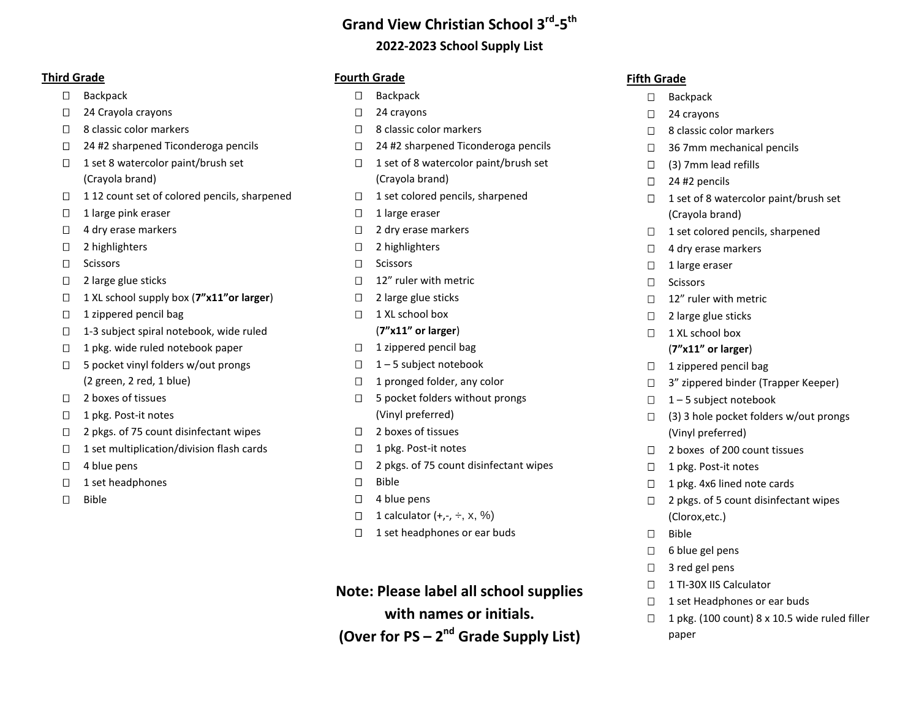# Grand View Christian School 3rd-5th

## 2022-2023 School Supply List

### Third Grade

- ☐ Backpack
- ☐ 24 Crayola crayons
- ☐ 8 classic color markers
- ☐ 24 #2 sharpened Ticonderoga pencils
- ☐ 1 set 8 watercolor paint/brush set (Crayola brand)
- ☐ 1 12 count set of colored pencils, sharpened
- ☐ 1 large pink eraser
- ☐ 4 dry erase markers
- ☐ 2 highlighters
- ☐ Scissors
- ☐ 2 large glue sticks
- ☐ 1 XL school supply box (**7"x11"or larger**)
- ☐ 1 zippered pencil bag
- ☐ 1-3 subject spiral notebook, wide ruled
- ☐ 1 pkg. wide ruled notebook paper
- ☐ 5 pocket vinyl folders w/out prongs (2 green, 2 red, 1 blue)
- ☐ 2 boxes of tissues
- ☐ 1 pkg. Post-it notes
- ☐ 2 pkgs. of 75 count disinfectant wipes
- ☐ 1 set multiplication/division flash cards
- ☐ 4 blue pens
- ☐ 1 set headphones
- ☐ Bible

### Fourth Grade

- ☐ Backpack
- ☐ 24 crayons
- ☐ 8 classic color markers
- ☐ 24 #2 sharpened Ticonderoga pencils
- ☐ 1 set of 8 watercolor paint/brush set (Crayola brand)
- ☐ 1 set colored pencils, sharpened
- ☐ 1 large eraser
- ☐ 2 dry erase markers
- ☐ 2 highlighters
- ☐ Scissors
- ☐ 12" ruler with metric
- ☐ 2 large glue sticks
- ☐ 1 XL school box (**7"x11" or larger**)
- ☐ 1 zippered pencil bag
- ☐ 1 – 5 subject notebook
- ☐ 1 pronged folder, any color
- ☐ 5 pocket folders without prongs (Vinyl preferred)
- ☐ 2 boxes of tissues
- ☐ 1 pkg. Post-it notes
- ☐ 2 pkgs. of 75 count disinfectant wipes
- ☐ Bible
- ☐ 4 blue pens
- ☐ 1 calculator (+,-, ÷, x, %)
- ☐ 1 set headphones or ear buds

**Note: Please label all school supplies with names or initials. (Over for PS – 2nd Grade Supply List)**

### Fifth Grade

- ☐ Backpack
- ☐ 24 crayons
- ☐ 8 classic color markers
- ☐ 36 7mm mechanical pencils
- ☐ (3) 7mm lead refills
- ☐ 24 #2 pencils
- ☐ 1 set of 8 watercolor paint/brush set (Crayola brand)
- ☐ 1 set colored pencils, sharpened
- ☐ 4 dry erase markers
- ☐ 1 large eraser
- ☐ Scissors
- ☐ 12" ruler with metric
- ☐ 2 large glue sticks
- ☐ 1 XL school box (**7"x11" or larger**)
- ☐ 1 zippered pencil bag
- ☐ 3" zippered binder (Trapper Keeper)
- ☐ 1 – 5 subject notebook
- ☐ (3) 3 hole pocket folders w/out prongs (Vinyl preferred)
- ☐ 2 boxes of 200 count tissues
- ☐ 1 pkg. Post-it notes
- ☐ 1 pkg. 4x6 lined note cards
- ☐ 2 pkgs. of 5 count disinfectant wipes (Clorox,etc.)
- ☐ Bible
- ☐ 6 blue gel pens
- ☐ 3 red gel pens
- ☐ 1 TI-30X IIS Calculator
- ☐ 1 set Headphones or ear buds
- ☐ 1 pkg. (100 count) 8 x 10.5 wide ruled filler paper